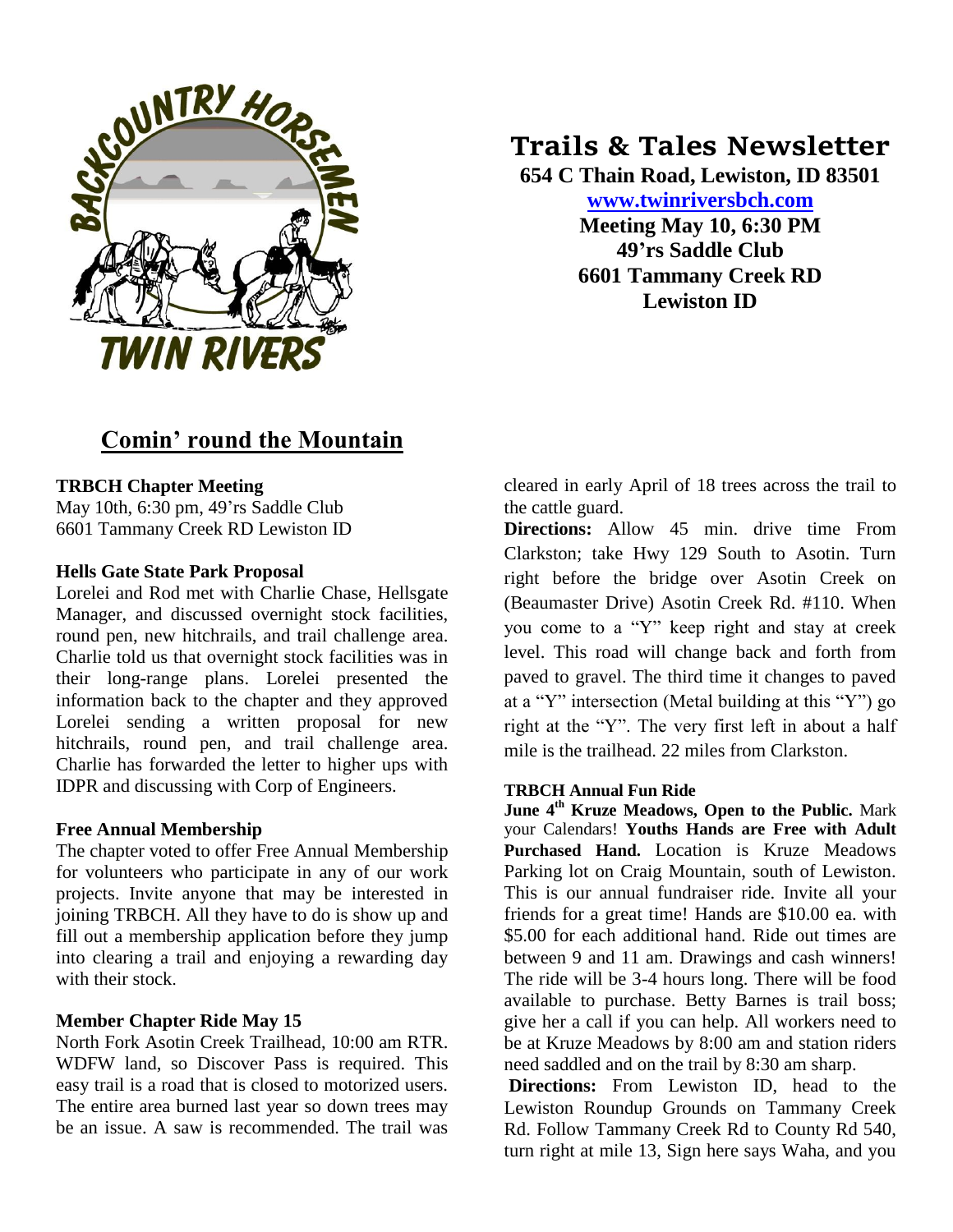# Trails & Tales Newsletter

**654 C Thain Road, Lewiston, ID 83501**
**www.twinriversbch.com**
**Meeting May 10, 6:30 PM**
**49'rs Saddle Club**
**6601 Tammany Creek RD**
**Lewiston ID**

## Comin' round the Mountain

### TRBCH Chapter Meeting

May 10th, 6:30 pm, 49'rs Saddle Club
6601 Tammany Creek RD Lewiston ID

### Hells Gate State Park Proposal

Lorelei and Rod met with Charlie Chase, Hellsgate Manager, and discussed overnight stock facilities, round pen, new hitchrails, and trail challenge area. Charlie told us that overnight stock facilities was in their long-range plans. Lorelei presented the information back to the chapter and they approved Lorelei sending a written proposal for new hitchrails, round pen, and trail challenge area. Charlie has forwarded the letter to higher ups with IDPR and discussing with Corp of Engineers.

### Free Annual Membership

The chapter voted to offer Free Annual Membership for volunteers who participate in any of our work projects. Invite anyone that may be interested in joining TRBCH. All they have to do is show up and fill out a membership application before they jump into clearing a trail and enjoying a rewarding day with their stock.

### Member Chapter Ride May 15

North Fork Asotin Creek Trailhead, 10:00 am RTR. WDFW land, so Discover Pass is required. This easy trail is a road that is closed to motorized users. The entire area burned last year so down trees may be an issue. A saw is recommended. The trail was cleared in early April of 18 trees across the trail to the cattle guard.

**Directions:** Allow 45 min. drive time From Clarkston; take Hwy 129 South to Asotin. Turn right before the bridge over Asotin Creek on (Beaumaster Drive) Asotin Creek Rd. #110. When you come to a "Y" keep right and stay at creek level. This road will change back and forth from paved to gravel. The third time it changes to paved at a "Y" intersection (Metal building at this "Y") go right at the "Y". The very first left in about a half mile is the trailhead. 22 miles from Clarkston.

### TRBCH Annual Fun Ride

**June 4th Kruze Meadows, Open to the Public.** Mark your Calendars! **Youths Hands are Free with Adult Purchased Hand.** Location is Kruze Meadows Parking lot on Craig Mountain, south of Lewiston. This is our annual fundraiser ride. Invite all your friends for a great time! Hands are $10.00 ea. with $5.00 for each additional hand. Ride out times are between 9 and 11 am. Drawings and cash winners! The ride will be 3-4 hours long. There will be food available to purchase. Betty Barnes is trail boss; give her a call if you can help. All workers need to be at Kruze Meadows by 8:00 am and station riders need saddled and on the trail by 8:30 am sharp.

**Directions:** From Lewiston ID, head to the Lewiston Roundup Grounds on Tammany Creek Rd. Follow Tammany Creek Rd to County Rd 540, turn right at mile 13, Sign here says Waha, and you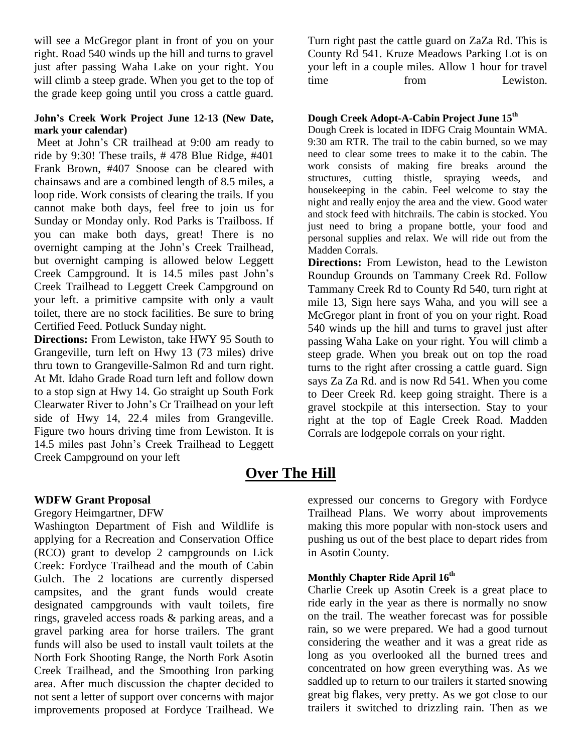will see a McGregor plant in front of you on your right. Road 540 winds up the hill and turns to gravel just after passing Waha Lake on your right. You will climb a steep grade. When you get to the top of the grade keep going until you cross a cattle guard. Turn right past the cattle guard on ZaZa Rd. This is County Rd 541. Kruze Meadows Parking Lot is on your left in a couple miles. Allow 1 hour for travel time from Lewiston.

**John's Creek Work Project June 12-13 (New Date, mark your calendar)**

Meet at John's CR trailhead at 9:00 am ready to ride by 9:30! These trails, # 478 Blue Ridge, #401 Frank Brown, #407 Snoose can be cleared with chainsaws and are a combined length of 8.5 miles, a loop ride. Work consists of clearing the trails. If you cannot make both days, feel free to join us for Sunday or Monday only. Rod Parks is Trailboss. If you can make both days, great! There is no overnight camping at the John's Creek Trailhead, but overnight camping is allowed below Leggett Creek Campground. It is 14.5 miles past John's Creek Trailhead to Leggett Creek Campground on your left. a primitive campsite with only a vault toilet, there are no stock facilities. Be sure to bring Certified Feed. Potluck Sunday night.

**Directions:** From Lewiston, take HWY 95 South to Grangeville, turn left on Hwy 13 (73 miles) drive thru town to Grangeville-Salmon Rd and turn right. At Mt. Idaho Grade Road turn left and follow down to a stop sign at Hwy 14. Go straight up South Fork Clearwater River to John's Cr Trailhead on your left side of Hwy 14, 22.4 miles from Grangeville. Figure two hours driving time from Lewiston. It is 14.5 miles past John's Creek Trailhead to Leggett Creek Campground on your left

**Dough Creek Adopt-A-Cabin Project June 15th**

Dough Creek is located in IDFG Craig Mountain WMA. 9:30 am RTR. The trail to the cabin burned, so we may need to clear some trees to make it to the cabin. The work consists of making fire breaks around the structures, cutting thistle, spraying weeds, and housekeeping in the cabin. Feel welcome to stay the night and really enjoy the area and the view. Good water and stock feed with hitchrails. The cabin is stocked. You just need to bring a propane bottle, your food and personal supplies and relax. We will ride out from the Madden Corrals.

**Directions:** From Lewiston, head to the Lewiston Roundup Grounds on Tammany Creek Rd. Follow Tammany Creek Rd to County Rd 540, turn right at mile 13, Sign here says Waha, and you will see a McGregor plant in front of you on your right. Road 540 winds up the hill and turns to gravel just after passing Waha Lake on your right. You will climb a steep grade. When you break out on top the road turns to the right after crossing a cattle guard. Sign says Za Za Rd. and is now Rd 541. When you come to Deer Creek Rd. keep going straight. There is a gravel stockpile at this intersection. Stay to your right at the top of Eagle Creek Road. Madden Corrals are lodgepole corrals on your right.

## Over The Hill

**WDFW Grant Proposal**

Gregory Heimgartner, DFW

Washington Department of Fish and Wildlife is applying for a Recreation and Conservation Office (RCO) grant to develop 2 campgrounds on Lick Creek: Fordyce Trailhead and the mouth of Cabin Gulch. The 2 locations are currently dispersed campsites, and the grant funds would create designated campgrounds with vault toilets, fire rings, graveled access roads & parking areas, and a gravel parking area for horse trailers. The grant funds will also be used to install vault toilets at the North Fork Shooting Range, the North Fork Asotin Creek Trailhead, and the Smoothing Iron parking area. After much discussion the chapter decided to not sent a letter of support over concerns with major improvements proposed at Fordyce Trailhead. We expressed our concerns to Gregory with Fordyce Trailhead Plans. We worry about improvements making this more popular with non-stock users and pushing us out of the best place to depart rides from in Asotin County.

**Monthly Chapter Ride April 16th**

Charlie Creek up Asotin Creek is a great place to ride early in the year as there is normally no snow on the trail. The weather forecast was for possible rain, so we were prepared. We had a good turnout considering the weather and it was a great ride as long as you overlooked all the burned trees and concentrated on how green everything was. As we saddled up to return to our trailers it started snowing great big flakes, very pretty. As we got close to our trailers it switched to drizzling rain. Then as we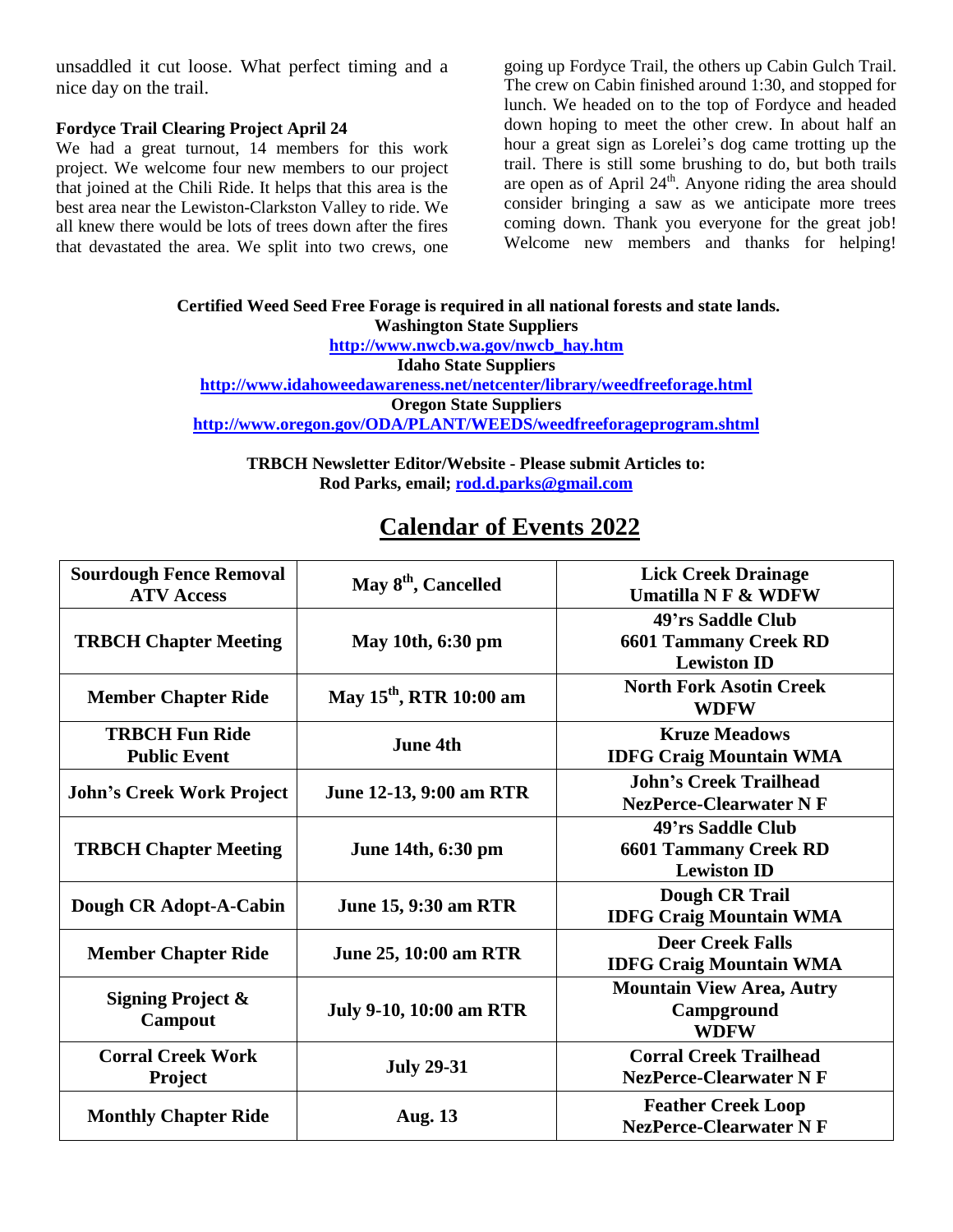unsaddled it cut loose. What perfect timing and a nice day on the trail.

**Fordyce Trail Clearing Project April 24**

We had a great turnout, 14 members for this work project. We welcome four new members to our project that joined at the Chili Ride. It helps that this area is the best area near the Lewiston-Clarkston Valley to ride. We all knew there would be lots of trees down after the fires that devastated the area. We split into two crews, one going up Fordyce Trail, the others up Cabin Gulch Trail. The crew on Cabin finished around 1:30, and stopped for lunch. We headed on to the top of Fordyce and headed down hoping to meet the other crew. In about half an hour a great sign as Lorelei's dog came trotting up the trail. There is still some brushing to do, but both trails are open as of April 24th. Anyone riding the area should consider bringing a saw as we anticipate more trees coming down. Thank you everyone for the great job! Welcome new members and thanks for helping!

**Certified Weed Seed Free Forage is required in all national forests and state lands.**
**Washington State Suppliers**
http://www.nwcb.wa.gov/nwcb_hay.htm
**Idaho State Suppliers**
http://www.idahoweedawareness.net/netcenter/library/weedfreeforage.html
**Oregon State Suppliers**
http://www.oregon.gov/ODA/PLANT/WEEDS/weedfreeforageprogram.shtml

**TRBCH Newsletter Editor/Website - Please submit Articles to:**
**Rod Parks, email; rod.d.parks@gmail.com**

## Calendar of Events 2022

| | | |
|---|---|---|
| **Sourdough Fence Removal ATV Access** | **May 8th, Cancelled** | **Lick Creek Drainage Umatilla N F & WDFW** |
| **TRBCH Chapter Meeting** | **May 10th, 6:30 pm** | **49'rs Saddle Club 6601 Tammany Creek RD Lewiston ID** |
| **Member Chapter Ride** | **May 15th, RTR 10:00 am** | **North Fork Asotin Creek WDFW** |
| **TRBCH Fun Ride Public Event** | **June 4th** | **Kruze Meadows IDFG Craig Mountain WMA** |
| **John's Creek Work Project** | **June 12-13, 9:00 am RTR** | **John's Creek Trailhead NezPerce-Clearwater N F** |
| **TRBCH Chapter Meeting** | **June 14th, 6:30 pm** | **49'rs Saddle Club 6601 Tammany Creek RD Lewiston ID** |
| **Dough CR Adopt-A-Cabin** | **June 15, 9:30 am RTR** | **Dough CR Trail IDFG Craig Mountain WMA** |
| **Member Chapter Ride** | **June 25, 10:00 am RTR** | **Deer Creek Falls IDFG Craig Mountain WMA** |
| **Signing Project & Campout** | **July 9-10, 10:00 am RTR** | **Mountain View Area, Autry Campground WDFW** |
| **Corral Creek Work Project** | **July 29-31** | **Corral Creek Trailhead NezPerce-Clearwater N F** |
| **Monthly Chapter Ride** | **Aug. 13** | **Feather Creek Loop NezPerce-Clearwater N F** |